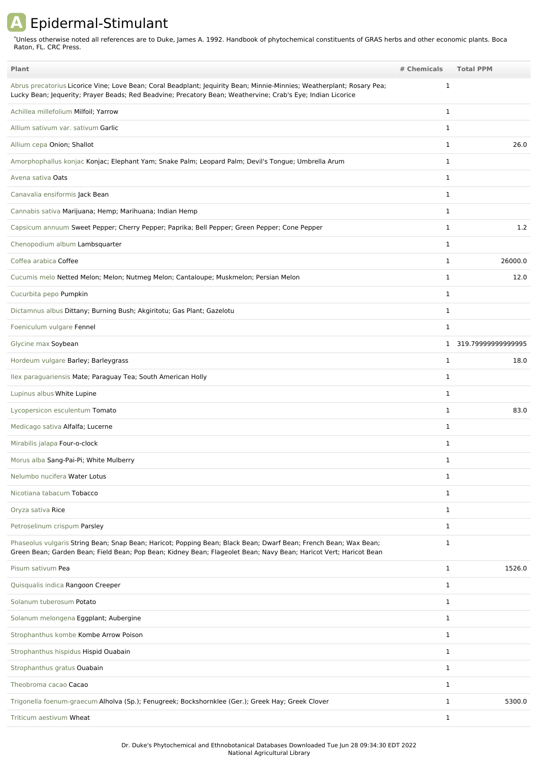# A Epidermal-Stimulant

*Unless otherwise noted all references are to Duke, James A. 1992. Handbook of phytochemical constituents of GRAS herbs and other economic plants. Boca Raton, FL. CRC Press.

| Plant | # Chemicals | Total PPM |
|---|---|---|
| Abrus precatorius Licorice Vine; Love Bean; Coral Beadplant; Jequirity Bean; Minnie-Minnies; Weatherplant; Rosary Pea; Lucky Bean; Jequerity; Prayer Beads; Red Beadvine; Precatory Bean; Weathervine; Crab's Eye; Indian Licorice | 1 | |
| Achillea millefolium Milfoil; Yarrow | 1 | |
| Allium sativum var. sativum Garlic | 1 | |
| Allium cepa Onion; Shallot | 1 | 26.0 |
| Amorphophallus konjac Konjac; Elephant Yam; Snake Palm; Leopard Palm; Devil's Tongue; Umbrella Arum | 1 | |
| Avena sativa Oats | 1 | |
| Canavalia ensiformis Jack Bean | 1 | |
| Cannabis sativa Marijuana; Hemp; Marihuana; Indian Hemp | 1 | |
| Capsicum annuum Sweet Pepper; Cherry Pepper; Paprika; Bell Pepper; Green Pepper; Cone Pepper | 1 | 1.2 |
| Chenopodium album Lambsquarter | 1 | |
| Coffea arabica Coffee | 1 | 26000.0 |
| Cucumis melo Netted Melon; Melon; Nutmeg Melon; Cantaloupe; Muskmelon; Persian Melon | 1 | 12.0 |
| Cucurbita pepo Pumpkin | 1 | |
| Dictamnus albus Dittany; Burning Bush; Akgiritotu; Gas Plant; Gazelotu | 1 | |
| Foeniculum vulgare Fennel | 1 | |
| Glycine max Soybean | 1 | 319.79999999999995 |
| Hordeum vulgare Barley; Barleygrass | 1 | 18.0 |
| Ilex paraguariensis Mate; Paraguay Tea; South American Holly | 1 | |
| Lupinus albus White Lupine | 1 | |
| Lycopersicon esculentum Tomato | 1 | 83.0 |
| Medicago sativa Alfalfa; Lucerne | 1 | |
| Mirabilis jalapa Four-o-clock | 1 | |
| Morus alba Sang-Pai-Pi; White Mulberry | 1 | |
| Nelumbo nucifera Water Lotus | 1 | |
| Nicotiana tabacum Tobacco | 1 | |
| Oryza sativa Rice | 1 | |
| Petroselinum crispum Parsley | 1 | |
| Phaseolus vulgaris String Bean; Snap Bean; Haricot; Popping Bean; Black Bean; Dwarf Bean; French Bean; Wax Bean; Green Bean; Garden Bean; Field Bean; Pop Bean; Kidney Bean; Flageolet Bean; Navy Bean; Haricot Vert; Haricot Bean | 1 | |
| Pisum sativum Pea | 1 | 1526.0 |
| Quisqualis indica Rangoon Creeper | 1 | |
| Solanum tuberosum Potato | 1 | |
| Solanum melongena Eggplant; Aubergine | 1 | |
| Strophanthus kombe Kombe Arrow Poison | 1 | |
| Strophanthus hispidus Hispid Ouabain | 1 | |
| Strophanthus gratus Ouabain | 1 | |
| Theobroma cacao Cacao | 1 | |
| Trigonella foenum-graecum Alholva (Sp.); Fenugreek; Bockshornklee (Ger.); Greek Hay; Greek Clover | 1 | 5300.0 |
| Triticum aestivum Wheat | 1 | |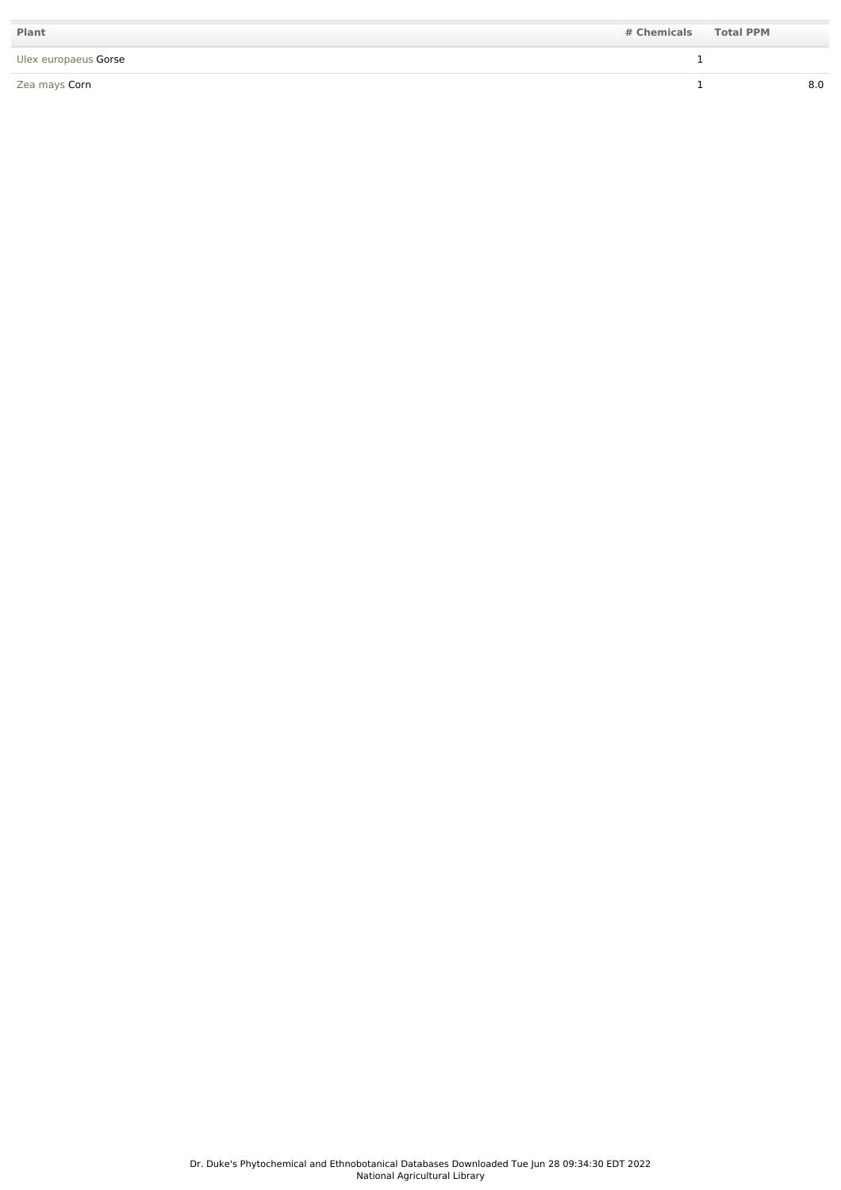| Plant | # Chemicals | Total PPM |
| --- | --- | --- |
| Ulex europaeus Gorse | 1 | |
| Zea mays Corn | 1 | 8.0 |